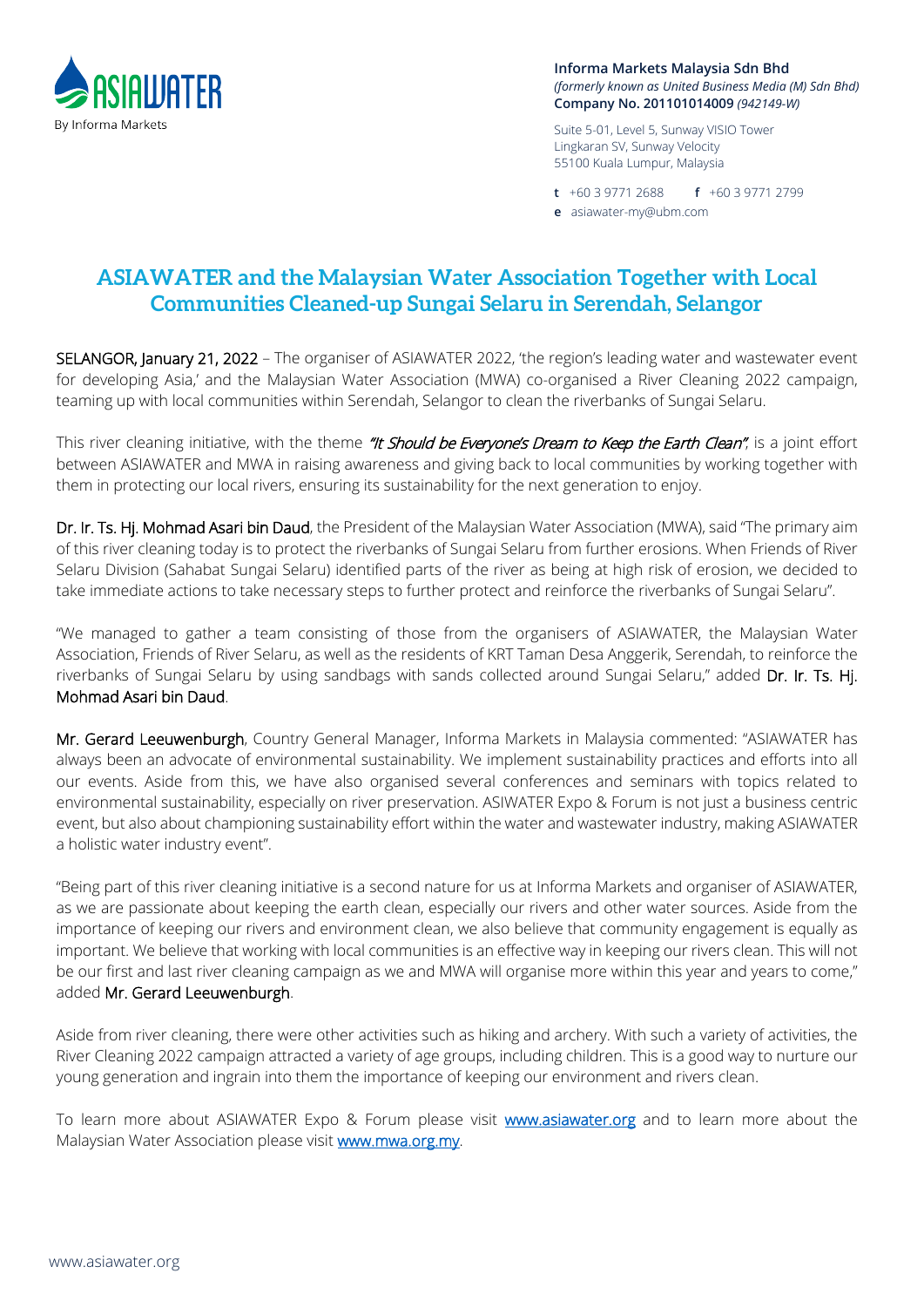ASIAWATER
By Informa Markets

**Informa Markets Malaysia Sdn Bhd**
*(formerly known as United Business Media (M) Sdn Bhd)*
**Company No. 201101014009** *(942149-W)*

Suite 5-01, Level 5, Sunway VISIO Tower
Lingkaran SV, Sunway Velocity
55100 Kuala Lumpur, Malaysia

**t** +60 3 9771 2688 **f** +60 3 9771 2799
**e** asiawater-my@ubm.com

# ASIAWATER and the Malaysian Water Association Together with Local Communities Cleaned-up Sungai Selaru in Serendah, Selangor

SELANGOR, January 21, 2022 – The organiser of ASIAWATER 2022, 'the region's leading water and wastewater event for developing Asia,' and the Malaysian Water Association (MWA) co-organised a River Cleaning 2022 campaign, teaming up with local communities within Serendah, Selangor to clean the riverbanks of Sungai Selaru.

This river cleaning initiative, with the theme ***"It Should be Everyone's Dream to Keep the Earth Clean"***, is a joint effort between ASIAWATER and MWA in raising awareness and giving back to local communities by working together with them in protecting our local rivers, ensuring its sustainability for the next generation to enjoy.

Dr. Ir. Ts. Hj. Mohmad Asari bin Daud, the President of the Malaysian Water Association (MWA), said "The primary aim of this river cleaning today is to protect the riverbanks of Sungai Selaru from further erosions. When Friends of River Selaru Division (Sahabat Sungai Selaru) identified parts of the river as being at high risk of erosion, we decided to take immediate actions to take necessary steps to further protect and reinforce the riverbanks of Sungai Selaru".

"We managed to gather a team consisting of those from the organisers of ASIAWATER, the Malaysian Water Association, Friends of River Selaru, as well as the residents of KRT Taman Desa Anggerik, Serendah, to reinforce the riverbanks of Sungai Selaru by using sandbags with sands collected around Sungai Selaru," added Dr. Ir. Ts. Hj. Mohmad Asari bin Daud.

Mr. Gerard Leeuwenburgh, Country General Manager, Informa Markets in Malaysia commented: "ASIAWATER has always been an advocate of environmental sustainability. We implement sustainability practices and efforts into all our events. Aside from this, we have also organised several conferences and seminars with topics related to environmental sustainability, especially on river preservation. ASIWATER Expo & Forum is not just a business centric event, but also about championing sustainability effort within the water and wastewater industry, making ASIAWATER a holistic water industry event".

"Being part of this river cleaning initiative is a second nature for us at Informa Markets and organiser of ASIAWATER, as we are passionate about keeping the earth clean, especially our rivers and other water sources. Aside from the importance of keeping our rivers and environment clean, we also believe that community engagement is equally as important. We believe that working with local communities is an effective way in keeping our rivers clean. This will not be our first and last river cleaning campaign as we and MWA will organise more within this year and years to come," added Mr. Gerard Leeuwenburgh.

Aside from river cleaning, there were other activities such as hiking and archery. With such a variety of activities, the River Cleaning 2022 campaign attracted a variety of age groups, including children. This is a good way to nurture our young generation and ingrain into them the importance of keeping our environment and rivers clean.

To learn more about ASIAWATER Expo & Forum please visit www.asiawater.org and to learn more about the Malaysian Water Association please visit www.mwa.org.my.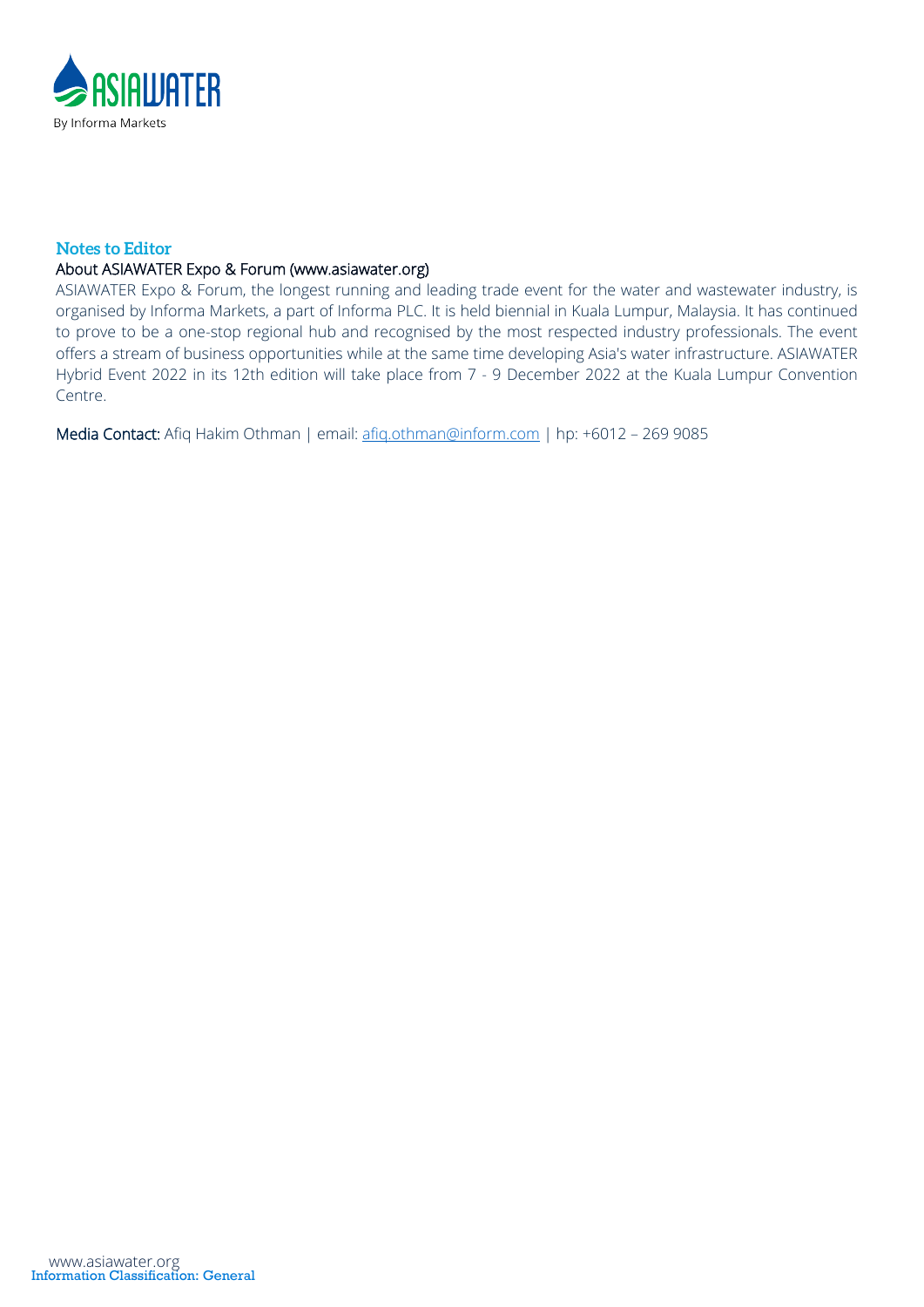## Notes to Editor

### About ASIAWATER Expo & Forum (www.asiawater.org)

ASIAWATER Expo & Forum, the longest running and leading trade event for the water and wastewater industry, is organised by Informa Markets, a part of Informa PLC. It is held biennial in Kuala Lumpur, Malaysia. It has continued to prove to be a one-stop regional hub and recognised by the most respected industry professionals. The event offers a stream of business opportunities while at the same time developing Asia's water infrastructure. ASIAWATER Hybrid Event 2022 in its 12th edition will take place from 7 - 9 December 2022 at the Kuala Lumpur Convention Centre.

**Media Contact:** Afiq Hakim Othman | email: afiq.othman@inform.com | hp: +6012 – 269 9085